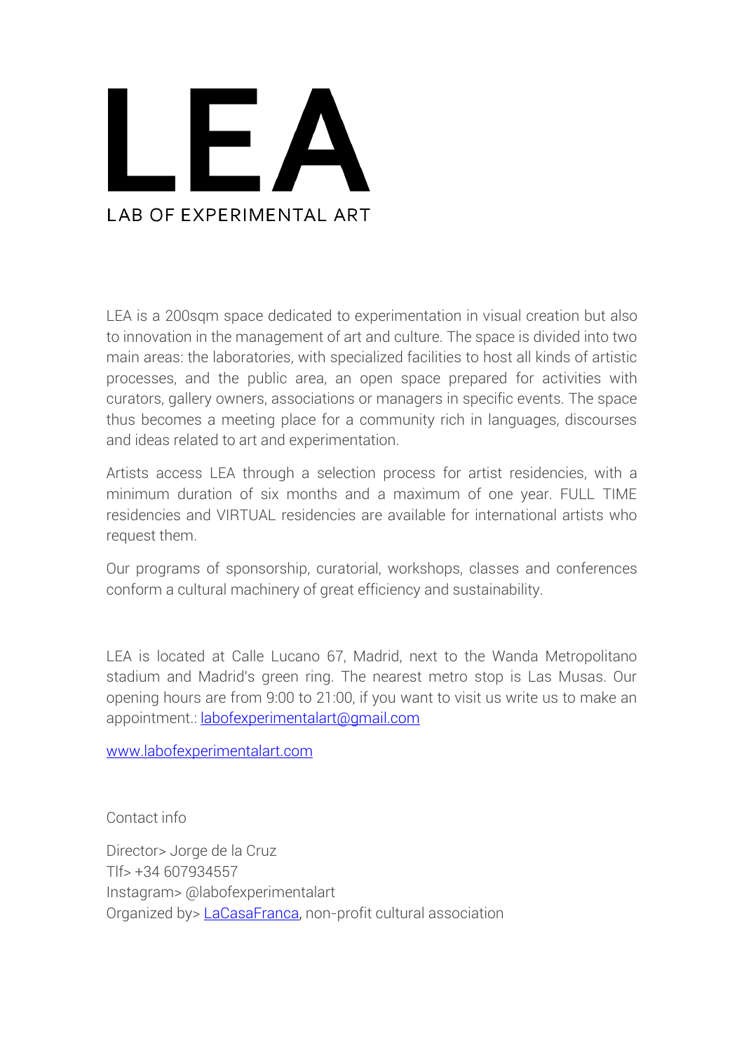# LEA

LAB OF EXPERIMENTAL ART

LEA is a 200sqm space dedicated to experimentation in visual creation but also to innovation in the management of art and culture. The space is divided into two main areas: the laboratories, with specialized facilities to host all kinds of artistic processes, and the public area, an open space prepared for activities with curators, gallery owners, associations or managers in specific events. The space thus becomes a meeting place for a community rich in languages, discourses and ideas related to art and experimentation.

Artists access LEA through a selection process for artist residencies, with a minimum duration of six months and a maximum of one year. FULL TIME residencies and VIRTUAL residencies are available for international artists who request them.

Our programs of sponsorship, curatorial, workshops, classes and conferences conform a cultural machinery of great efficiency and sustainability.

LEA is located at Calle Lucano 67, Madrid, next to the Wanda Metropolitano stadium and Madrid's green ring. The nearest metro stop is Las Musas. Our opening hours are from 9:00 to 21:00, if you want to visit us write us to make an appointment.: labofexperimentalart@gmail.com

www.labofexperimentalart.com

Contact info

Director> Jorge de la Cruz
Tlf> +34 607934557
Instagram> @labofexperimentalart
Organized by> LaCasaFranca, non-profit cultural association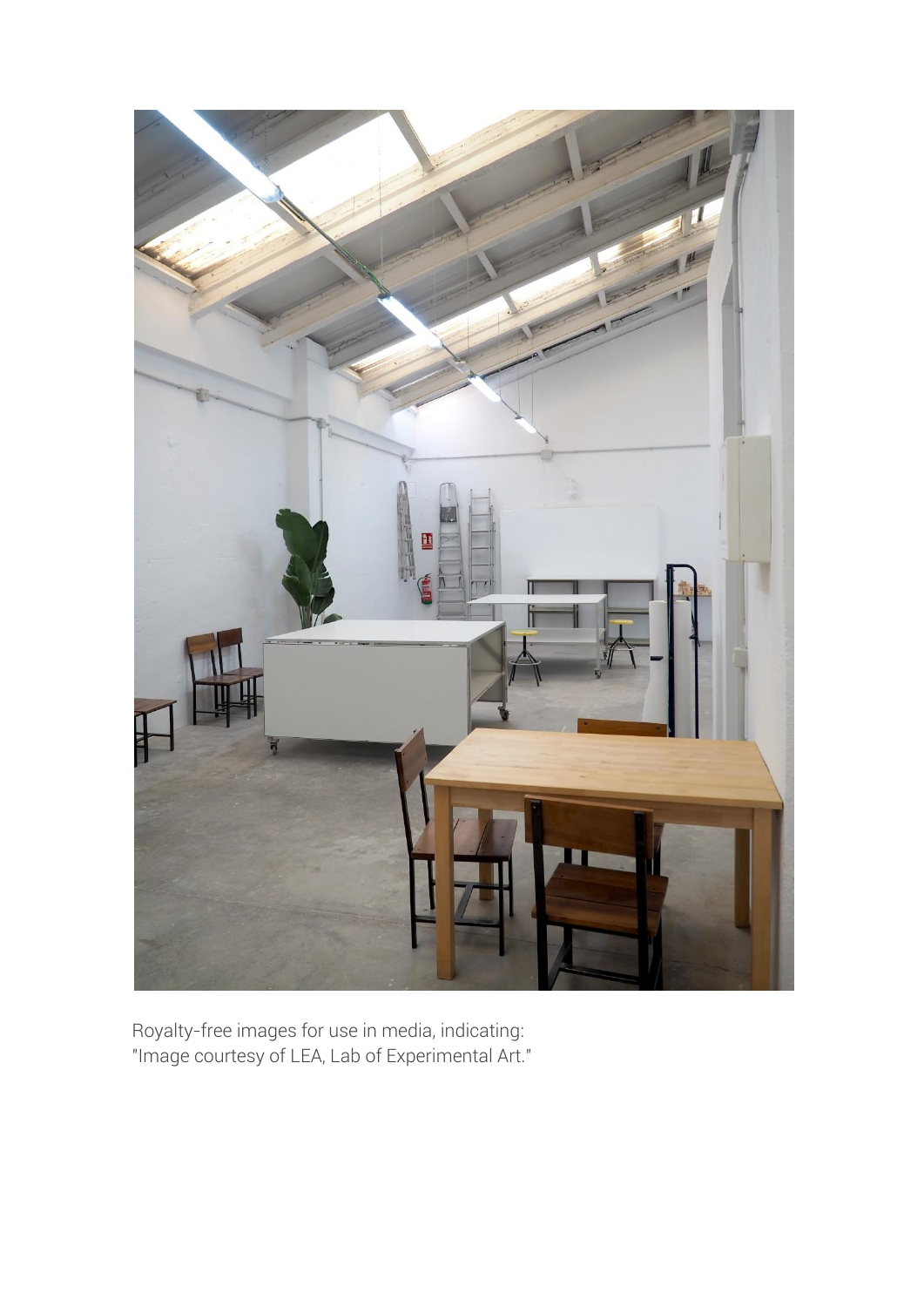Royalty-free images for use in media, indicating:
"Image courtesy of LEA, Lab of Experimental Art."